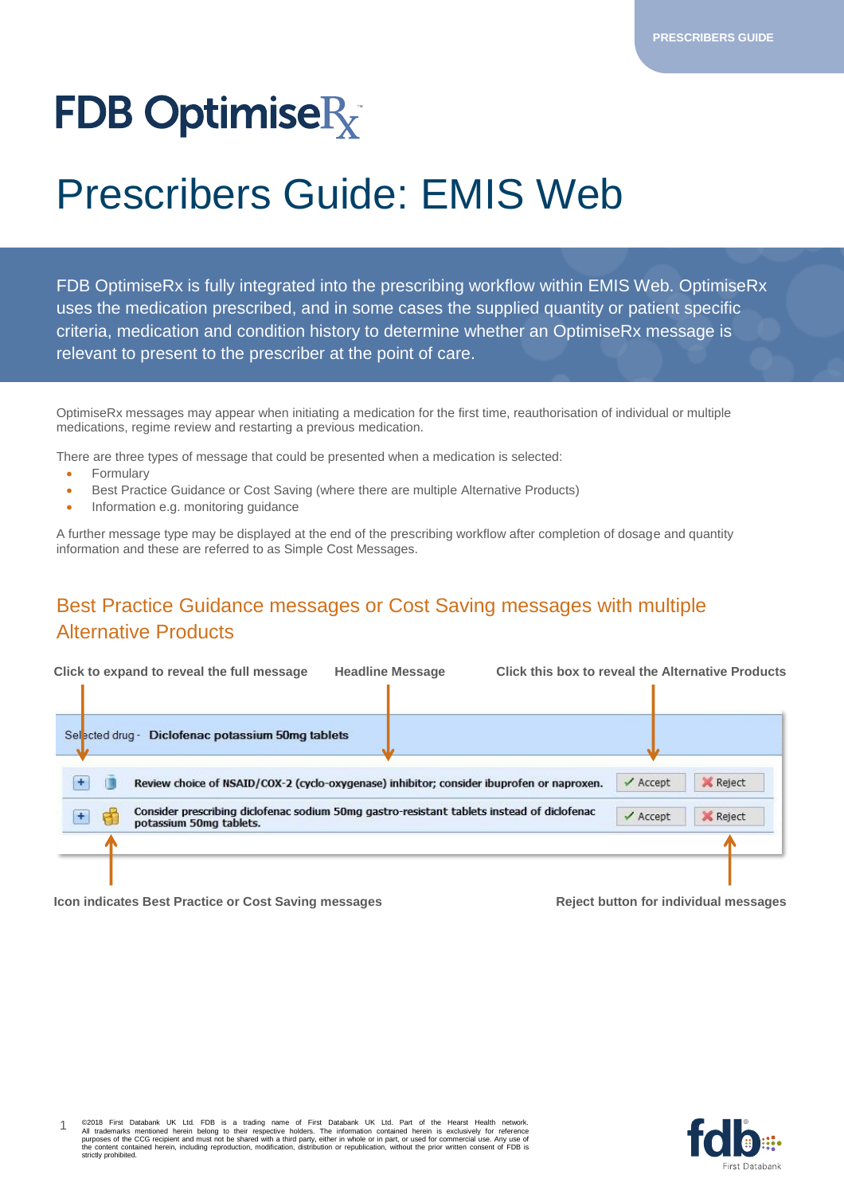# FDB OptimiseRx

# Prescribers Guide: EMIS Web

FDB OptimiseRx is fully integrated into the prescribing workflow within EMIS Web. OptimiseRx uses the medication prescribed, and in some cases the supplied quantity or patient specific criteria, medication and condition history to determine whether an OptimiseRx message is relevant to present to the prescriber at the point of care.

OptimiseRx messages may appear when initiating a medication for the first time, reauthorisation of individual or multiple medications, regime review and restarting a previous medication.

There are three types of message that could be presented when a medication is selected:

- Formulary
- Best Practice Guidance or Cost Saving (where there are multiple Alternative Products)
- Information e.g. monitoring guidance

A further message type may be displayed at the end of the prescribing workflow after completion of dosage and quantity information and these are referred to as Simple Cost Messages.

## Best Practice Guidance messages or Cost Saving messages with multiple Alternative Products

**Click to expand to reveal the full message** **Headline Message** **Click this box to reveal the Alternative Products**

Selected drug - **Diclofenac potassium 50mg tablets**

| | | | | |
|---|---|---|---|---|
| + | | **Review choice of NSAID/COX-2 (cyclo-oxygenase) inhibitor; consider ibuprofen or naproxen.** | Accept | Reject |
| + | | **Consider prescribing diclofenac sodium 50mg gastro-resistant tablets instead of diclofenac potassium 50mg tablets.** | Accept | Reject |

**Icon indicates Best Practice or Cost Saving messages** **Reject button for individual messages**

©2018 First Databank UK Ltd. FDB is a trading name of First Databank UK Ltd. Part of the Hearst Health network. All trademarks mentioned herein belong to their respective holders. The information contained herein is exclusively for reference purposes of the CCG recipient and must not be shared with a third party, either in whole or in part, or used for commercial use. Any use of the content contained herein, including reproduction, modification, distribution or republication, without the prior written consent of FDB is strictly prohibited.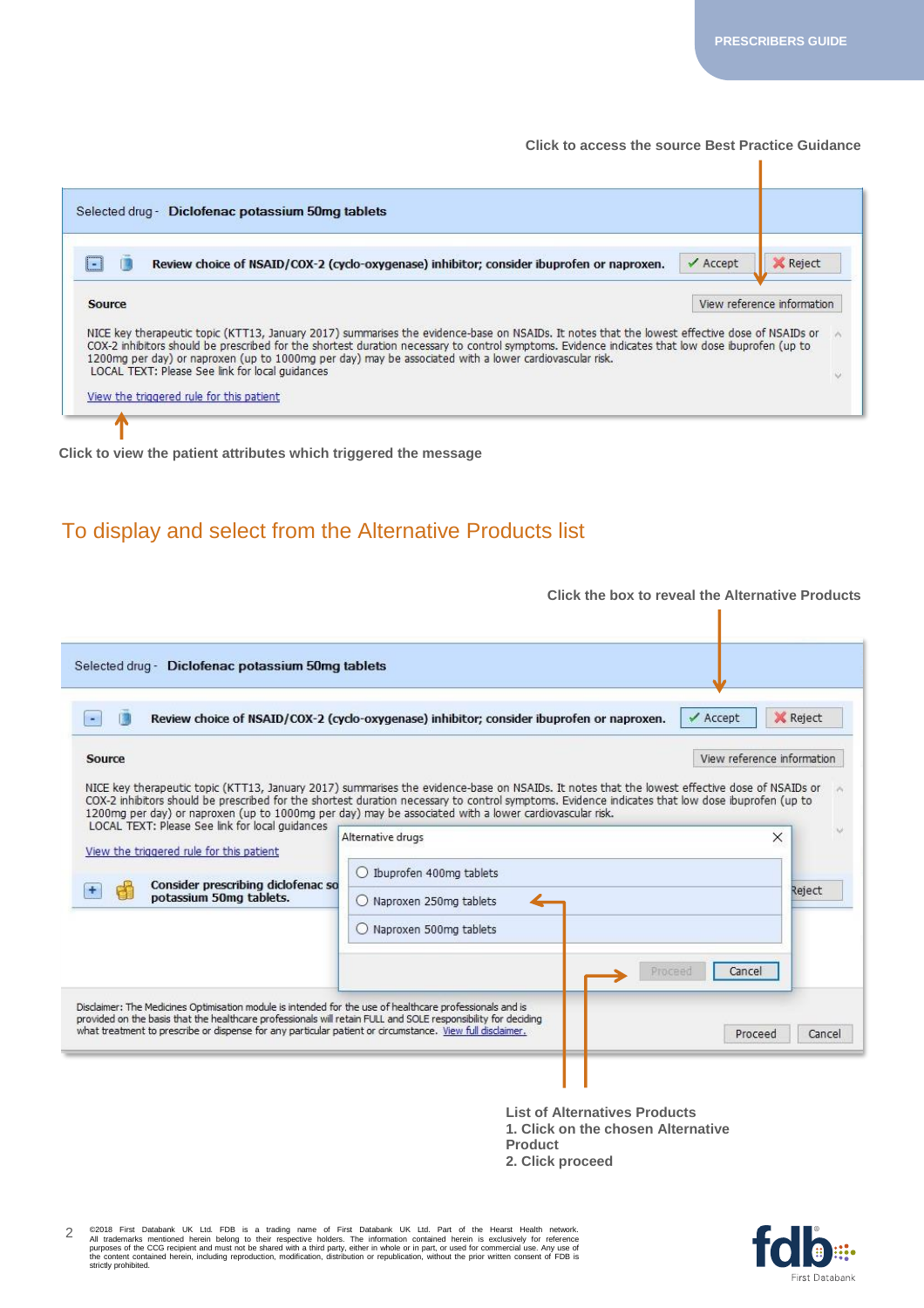Click to access the source Best Practice Guidance

Selected drug - **Diclofenac potassium 50mg tablets**

**Review choice of NSAID/COX-2 (cyclo-oxygenase) inhibitor; consider ibuprofen or naproxen.** Accept Reject

**Source** View reference information

NICE key therapeutic topic (KTT13, January 2017) summarises the evidence-base on NSAIDs. It notes that the lowest effective dose of NSAIDs or COX-2 inhibitors should be prescribed for the shortest duration necessary to control symptoms. Evidence indicates that low dose ibuprofen (up to 1200mg per day) or naproxen (up to 1000mg per day) may be associated with a lower cardiovascular risk.
LOCAL TEXT: Please See link for local guidances

View the triggered rule for this patient

Click to view the patient attributes which triggered the message

## To display and select from the Alternative Products list

Click the box to reveal the Alternative Products

Selected drug - **Diclofenac potassium 50mg tablets**

**Review choice of NSAID/COX-2 (cyclo-oxygenase) inhibitor; consider ibuprofen or naproxen.** Accept Reject

**Source** View reference information

NICE key therapeutic topic (KTT13, January 2017) summarises the evidence-base on NSAIDs. It notes that the lowest effective dose of NSAIDs or COX-2 inhibitors should be prescribed for the shortest duration necessary to control symptoms. Evidence indicates that low dose ibuprofen (up to 1200mg per day) or naproxen (up to 1000mg per day) may be associated with a lower cardiovascular risk.
LOCAL TEXT: Please See link for local guidances

View the triggered rule for this patient

**Consider prescribing diclofenac so potassium 50mg tablets.** Reject

Alternative drugs

- Ibuprofen 400mg tablets
- Naproxen 250mg tablets
- Naproxen 500mg tablets

Proceed Cancel

Disclaimer: The Medicines Optimisation module is intended for the use of healthcare professionals and is provided on the basis that the healthcare professionals will retain FULL and SOLE responsibility for deciding what treatment to prescribe or dispense for any particular patient or circumstance. View full disclaimer.

Proceed Cancel

**List of Alternatives Products**
**1. Click on the chosen Alternative Product**
**2. Click proceed**

©2018 First Databank UK Ltd. FDB is a trading name of First Databank UK Ltd. Part of the Hearst Health network. All trademarks mentioned herein belong to their respective holders. The information contained herein is exclusively for reference purposes of the CCG recipient and must not be shared with a third party, either in whole or in part, or used for commercial use. Any use of the content contained herein, including reproduction, modification, distribution or republication, without the prior written consent of FDB is strictly prohibited.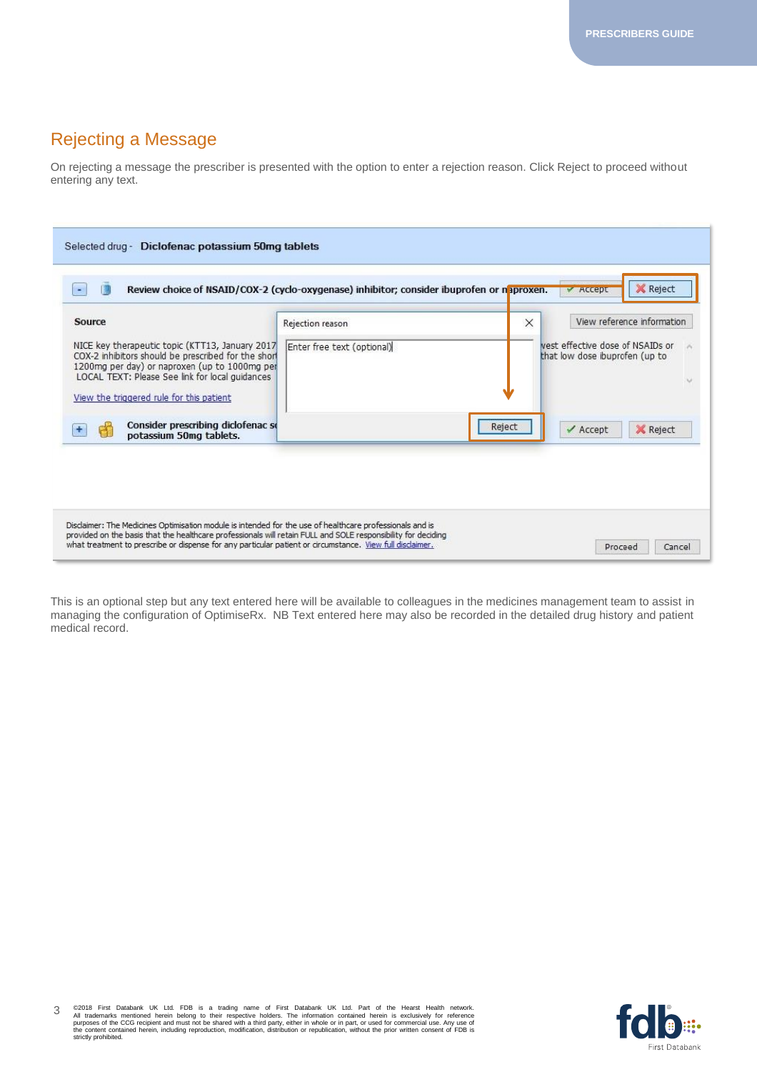## Rejecting a Message

On rejecting a message the prescriber is presented with the option to enter a rejection reason. Click Reject to proceed without entering any text.

This is an optional step but any text entered here will be available to colleagues in the medicines management team to assist in managing the configuration of OptimiseRx. NB Text entered here may also be recorded in the detailed drug history and patient medical record.

©2018 First Databank UK Ltd. FDB is a trading name of First Databank UK Ltd. Part of the Hearst Health network. All trademarks mentioned herein belong to their respective holders. The information contained herein is exclusively for reference purposes of the CCG recipient and must not be shared with a third party, either in whole or in part, or used for commercial use. Any use of the content contained herein, including reproduction, modification, distribution or republication, without the prior written consent of FDB is strictly prohibited.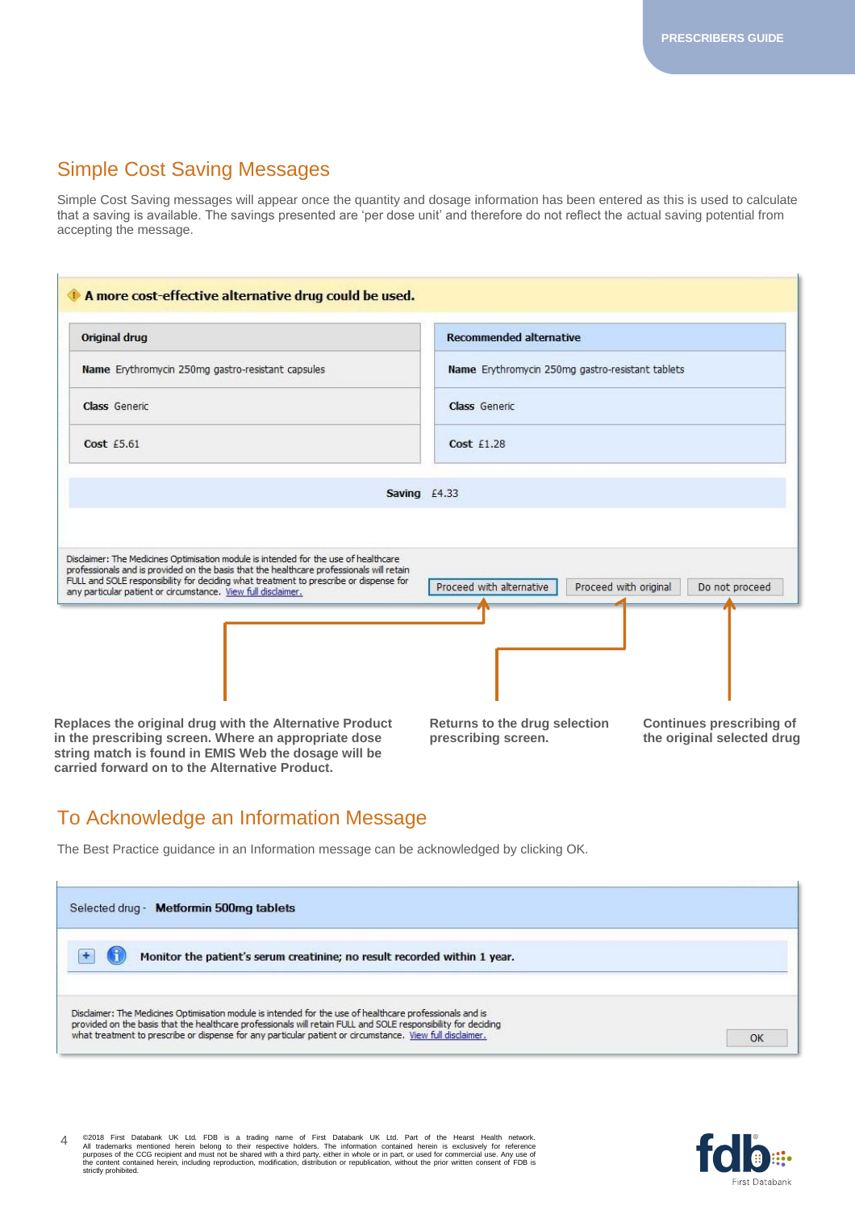## Simple Cost Saving Messages

Simple Cost Saving messages will appear once the quantity and dosage information has been entered as this is used to calculate that a saving is available. The savings presented are 'per dose unit' and therefore do not reflect the actual saving potential from accepting the message.

**A more cost-effective alternative drug could be used.**

| Original drug | Recommended alternative |
|---|---|
| **Name** Erythromycin 250mg gastro-resistant capsules | **Name** Erythromycin 250mg gastro-resistant tablets |
| **Class** Generic | **Class** Generic |
| **Cost** £5.61 | **Cost** £1.28 |

**Saving** £4.33

Disclaimer: The Medicines Optimisation module is intended for the use of healthcare professionals and is provided on the basis that the healthcare professionals will retain FULL and SOLE responsibility for deciding what treatment to prescribe or dispense for any particular patient or circumstance. View full disclaimer.

Proceed with alternative | Proceed with original | Do not proceed

**Proceed with alternative:** Replaces the original drug with the Alternative Product in the prescribing screen. Where an appropriate dose string match is found in EMIS Web the dosage will be carried forward on to the Alternative Product.

**Proceed with original:** Continues prescribing of the original selected drug

**Do not proceed:** Returns to the drug selection prescribing screen.

## To Acknowledge an Information Message

The Best Practice guidance in an Information message can be acknowledged by clicking OK.

Selected drug - **Metformin 500mg tablets**

**Monitor the patient's serum creatinine; no result recorded within 1 year.**

Disclaimer: The Medicines Optimisation module is intended for the use of healthcare professionals and is provided on the basis that the healthcare professionals will retain FULL and SOLE responsibility for deciding what treatment to prescribe or dispense for any particular patient or circumstance. View full disclaimer.

OK

©2018 First Databank UK Ltd. FDB is a trading name of First Databank UK Ltd. Part of the Hearst Health network. All trademarks mentioned herein belong to their respective holders. The information contained herein is exclusively for reference purposes of the CCG recipient and must not be shared with a third party, either in whole or in part, or used for commercial use. Any use of the content contained herein, including reproduction, modification, distribution or republication, without the prior written consent of FDB is strictly prohibited.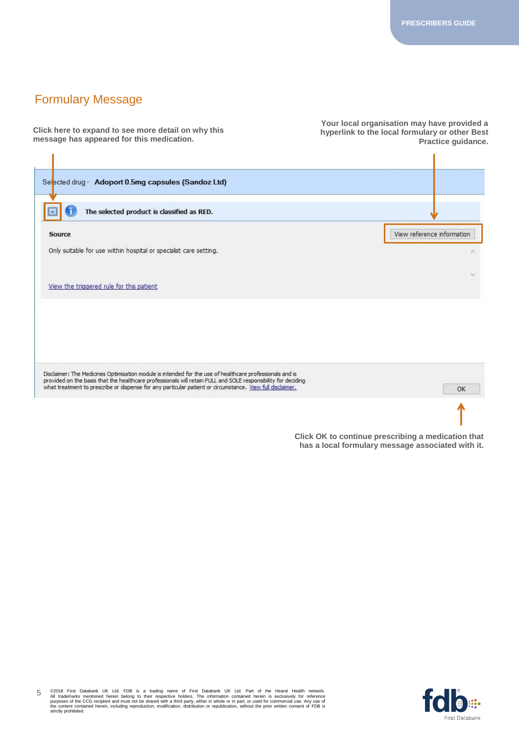## Formulary Message

**Click here to expand to see more detail on why this message has appeared for this medication.**

**Your local organisation may have provided a hyperlink to the local formulary or other Best Practice guidance.**

Selected drug - **Adoport 0.5mg capsules (Sandoz Ltd)**

**The selected product is classified as RED.**

**Source**

View reference information

Only suitable for use within hospital or specialist care setting.

View the triggered rule for this patient

Disclaimer: The Medicines Optimisation module is intended for the use of healthcare professionals and is provided on the basis that the healthcare professionals will retain FULL and SOLE responsibility for deciding what treatment to prescribe or dispense for any particular patient or circumstance. View full disclaimer.

OK

**Click OK to continue prescribing a medication that has a local formulary message associated with it.**

©2018 First Databank UK Ltd. FDB is a trading name of First Databank UK Ltd. Part of the Hearst Health network. All trademarks mentioned herein belong to their respective holders. The information contained herein is exclusively for reference purposes of the CCG recipient and must not be shared with a third party, either in whole or in part, or used for commercial use. Any use of the content contained herein, including reproduction, modification, distribution or republication, without the prior written consent of FDB is strictly prohibited.